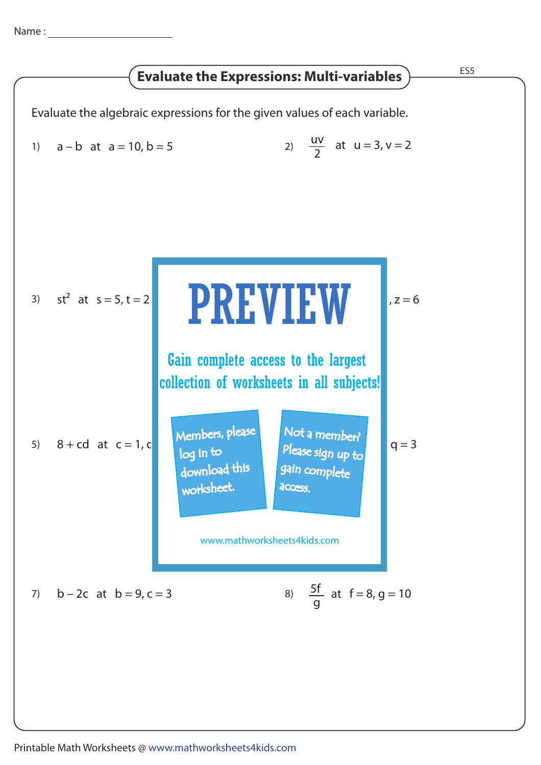Name : ______________________

## Evaluate the Expressions: Multi-variables

ES5

Evaluate the algebraic expressions for the given values of each variable.

1) $a - b$ at $a = 10, b = 5$

2) $\frac{uv}{2}$ at $u = 3, v = 2$

3) $st^2$ at $s = 5, t = 2$

, $z = 6$

**PREVIEW**

Gain complete access to the largest collection of worksheets in all subjects!

Members, please log in to download this worksheet.

Not a member? Please sign up to gain complete access.

www.mathworksheets4kids.com

5) $8 + cd$ at $c = 1,$ c

$q = 3$

7) $b - 2c$ at $b = 9, c = 3$

8) $\frac{5f}{g}$ at $f = 8, g = 10$

Printable Math Worksheets @ www.mathworksheets4kids.com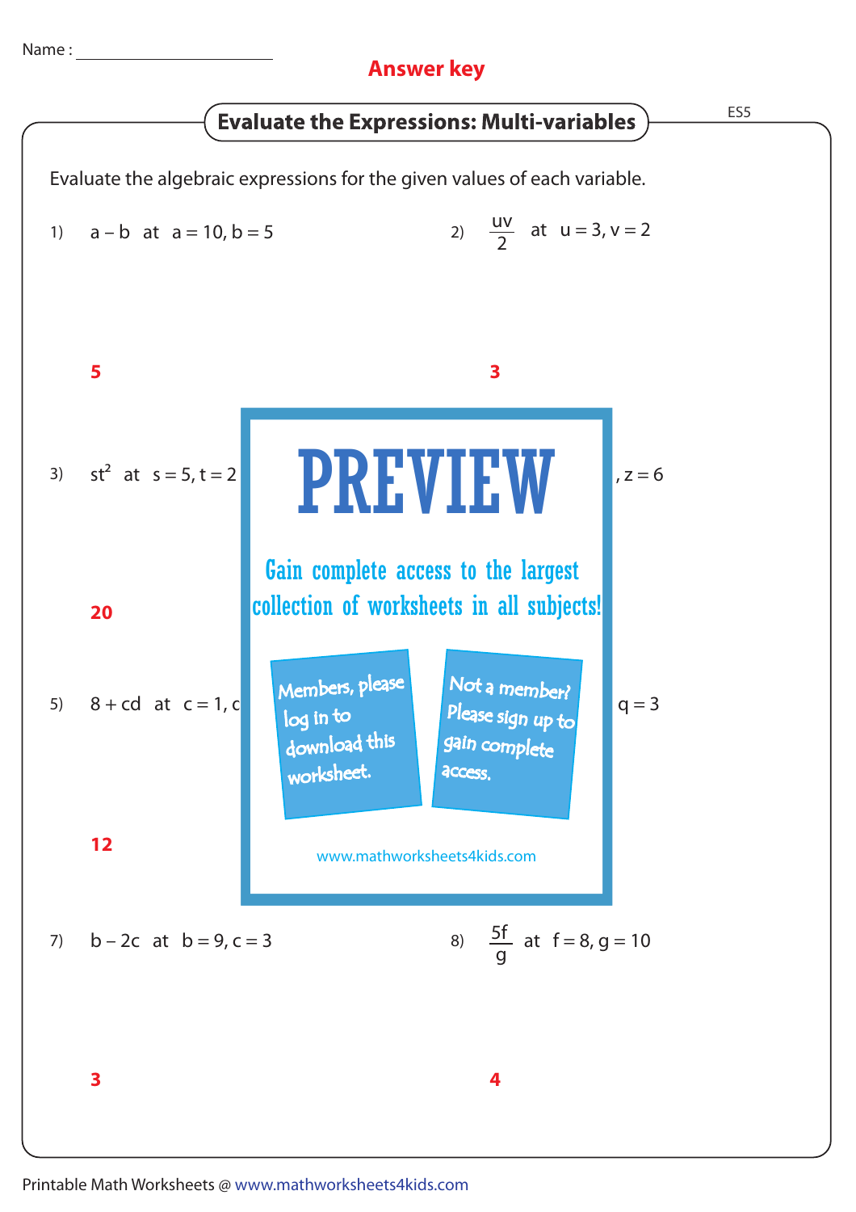Name : ______________________

**Answer key**

## Evaluate the Expressions: Multi-variables

ES5

Evaluate the algebraic expressions for the given values of each variable.

1) $a - b$ at $a = 10, b = 5$

**5**

2) $\frac{uv}{2}$ at $u = 3, v = 2$

**3**

3) $st^2$ at $s = 5, t = 2$

**20**

, $z = 6$

5) $8 + cd$ at $c = 1$, c

**12**

$q = 3$

PREVIEW

Gain complete access to the largest collection of worksheets in all subjects!

Members, please log in to download this worksheet.

Not a member? Please sign up to gain complete access.

www.mathworksheets4kids.com

7) $b - 2c$ at $b = 9, c = 3$

**3**

8) $\frac{5f}{g}$ at $f = 8, g = 10$

**4**

Printable Math Worksheets @ www.mathworksheets4kids.com